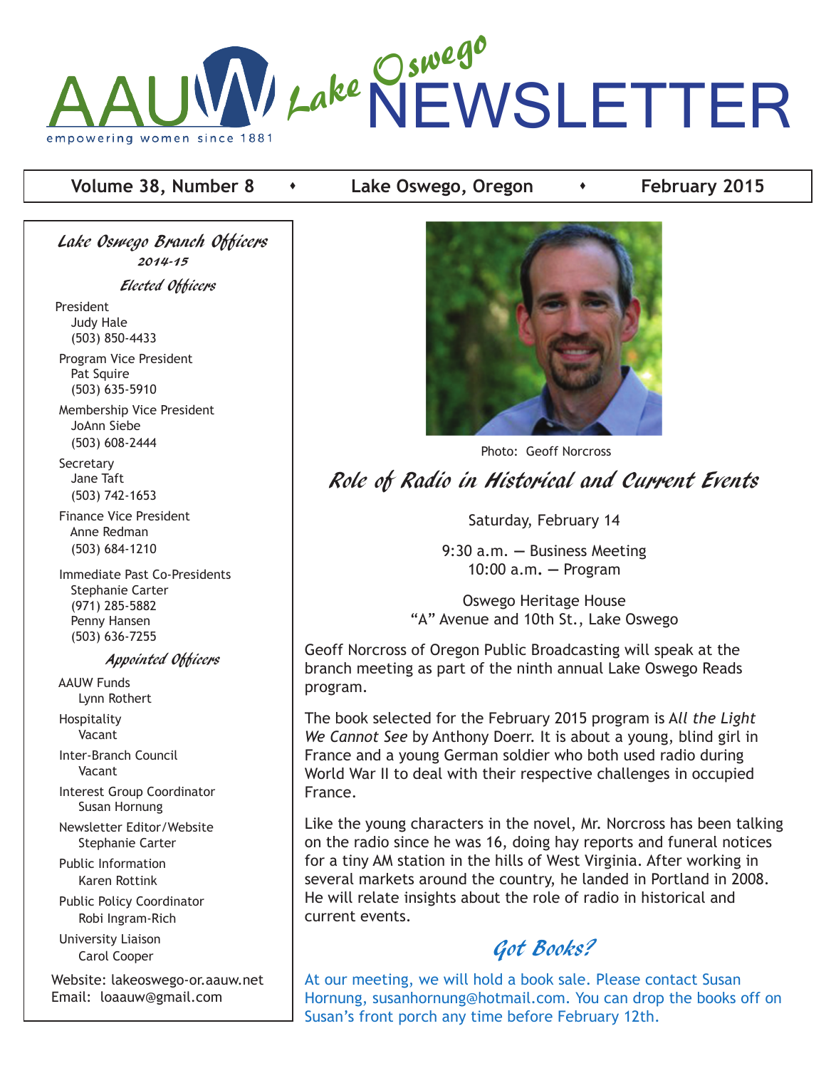# AAUW Lake Oswego NEWSLETTER

empowering women since 1881

**Volume 38, Number 8** • **Lake Oswego, Oregon** • **February 2015**

## Role of Radio in Historical and Current Events

Photo: Geoff Norcross

Saturday, February 14

9:30 a.m. — Business Meeting
10:00 a.m. — Program

Oswego Heritage House
"A" Avenue and 10th St., Lake Oswego

Geoff Norcross of Oregon Public Broadcasting will speak at the branch meeting as part of the ninth annual Lake Oswego Reads program.

The book selected for the February 2015 program is *All the Light We Cannot See* by Anthony Doerr. It is about a young, blind girl in France and a young German soldier who both used radio during World War II to deal with their respective challenges in occupied France.

Like the young characters in the novel, Mr. Norcross has been talking on the radio since he was 16, doing hay reports and funeral notices for a tiny AM station in the hills of West Virginia. After working in several markets around the country, he landed in Portland in 2008. He will relate insights about the role of radio in historical and current events.

## Got Books?

At our meeting, we will hold a book sale. Please contact Susan Hornung, susanhornung@hotmail.com. You can drop the books off on Susan's front porch any time before February 12th.

---

### Lake Oswego Branch Officers 2014-15

#### Elected Officers

President
Judy Hale
(503) 850-4433

Program Vice President
Pat Squire
(503) 635-5910

Membership Vice President
JoAnn Siebe
(503) 608-2444

Secretary
Jane Taft
(503) 742-1653

Finance Vice President
Anne Redman
(503) 684-1210

Immediate Past Co-Presidents
Stephanie Carter
(971) 285-5882
Penny Hansen
(503) 636-7255

#### Appointed Officers

AAUW Funds
Lynn Rothert

Hospitality
Vacant

Inter-Branch Council
Vacant

Interest Group Coordinator
Susan Hornung

Newsletter Editor/Website
Stephanie Carter

Public Information
Karen Rottink

Public Policy Coordinator
Robi Ingram-Rich

University Liaison
Carol Cooper

Website: lakeoswego-or.aauw.net
Email: loaauw@gmail.com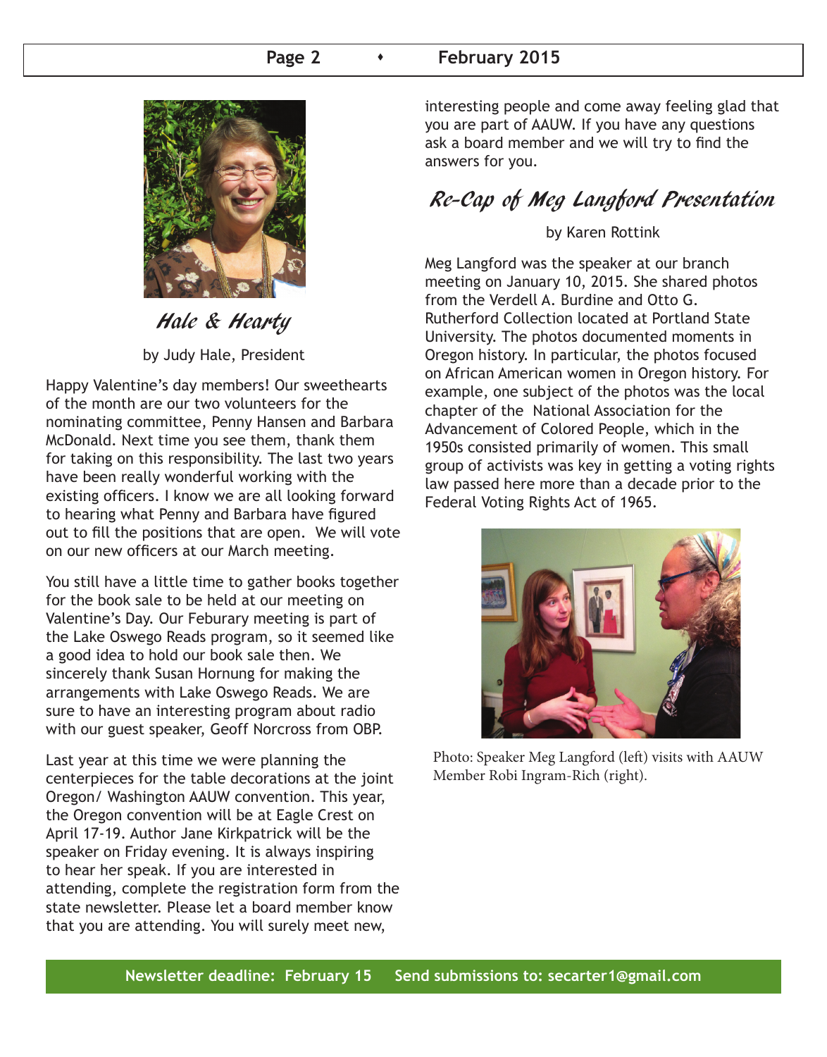## Hale & Hearty

by Judy Hale, President

Happy Valentine's day members! Our sweethearts of the month are our two volunteers for the nominating committee, Penny Hansen and Barbara McDonald. Next time you see them, thank them for taking on this responsibility. The last two years have been really wonderful working with the existing officers. I know we are all looking forward to hearing what Penny and Barbara have figured out to fill the positions that are open. We will vote on our new officers at our March meeting.

You still have a little time to gather books together for the book sale to be held at our meeting on Valentine's Day. Our Feburary meeting is part of the Lake Oswego Reads program, so it seemed like a good idea to hold our book sale then. We sincerely thank Susan Hornung for making the arrangements with Lake Oswego Reads. We are sure to have an interesting program about radio with our guest speaker, Geoff Norcross from OBP.

Last year at this time we were planning the centerpieces for the table decorations at the joint Oregon/ Washington AAUW convention. This year, the Oregon convention will be at Eagle Crest on April 17-19. Author Jane Kirkpatrick will be the speaker on Friday evening. It is always inspiring to hear her speak. If you are interested in attending, complete the registration form from the state newsletter. Please let a board member know that you are attending. You will surely meet new, interesting people and come away feeling glad that you are part of AAUW. If you have any questions ask a board member and we will try to find the answers for you.

## Re-Cap of Meg Langford Presentation

by Karen Rottink

Meg Langford was the speaker at our branch meeting on January 10, 2015. She shared photos from the Verdell A. Burdine and Otto G. Rutherford Collection located at Portland State University. The photos documented moments in Oregon history. In particular, the photos focused on African American women in Oregon history. For example, one subject of the photos was the local chapter of the National Association for the Advancement of Colored People, which in the 1950s consisted primarily of women. This small group of activists was key in getting a voting rights law passed here more than a decade prior to the Federal Voting Rights Act of 1965.

Photo: Speaker Meg Langford (left) visits with AAUW Member Robi Ingram-Rich (right).

**Newsletter deadline: February 15 Send submissions to: secarter1@gmail.com**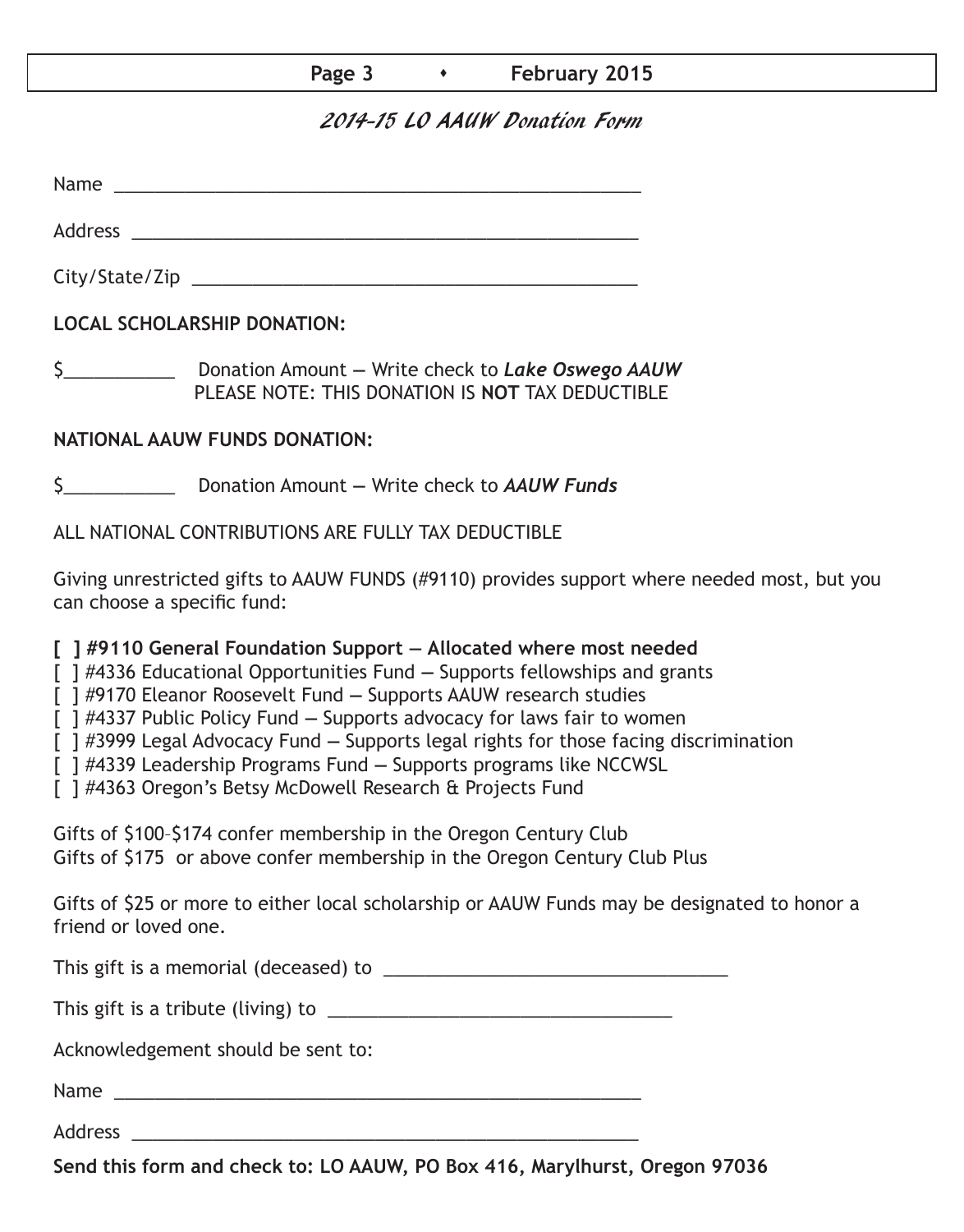## 2014-15 LO AAUW Donation Form

Name _______________________________________________________

Address _____________________________________________________

City/State/Zip ________________________________________________

**LOCAL SCHOLARSHIP DONATION:**

$___________ Donation Amount — Write check to ***Lake Oswego AAUW***
PLEASE NOTE: THIS DONATION IS **NOT** TAX DEDUCTIBLE

**NATIONAL AAUW FUNDS DONATION:**

$___________ Donation Amount — Write check to ***AAUW Funds***

ALL NATIONAL CONTRIBUTIONS ARE FULLY TAX DEDUCTIBLE

Giving unrestricted gifts to AAUW FUNDS (#9110) provides support where needed most, but you can choose a specific fund:

**[ ] #9110 General Foundation Support — Allocated where most needed**
[ ] #4336 Educational Opportunities Fund — Supports fellowships and grants
[ ] #9170 Eleanor Roosevelt Fund — Supports AAUW research studies
[ ] #4337 Public Policy Fund — Supports advocacy for laws fair to women
[ ] #3999 Legal Advocacy Fund — Supports legal rights for those facing discrimination
[ ] #4339 Leadership Programs Fund — Supports programs like NCCWSL
[ ] #4363 Oregon's Betsy McDowell Research & Projects Fund

Gifts of $100–$174 confer membership in the Oregon Century Club
Gifts of $175 or above confer membership in the Oregon Century Club Plus

Gifts of $25 or more to either local scholarship or AAUW Funds may be designated to honor a friend or loved one.

This gift is a memorial (deceased) to ___________________________________

This gift is a tribute (living) to ___________________________________

Acknowledgement should be sent to:

Name _______________________________________________________

Address _____________________________________________________

**Send this form and check to: LO AAUW, PO Box 416, Marylhurst, Oregon 97036**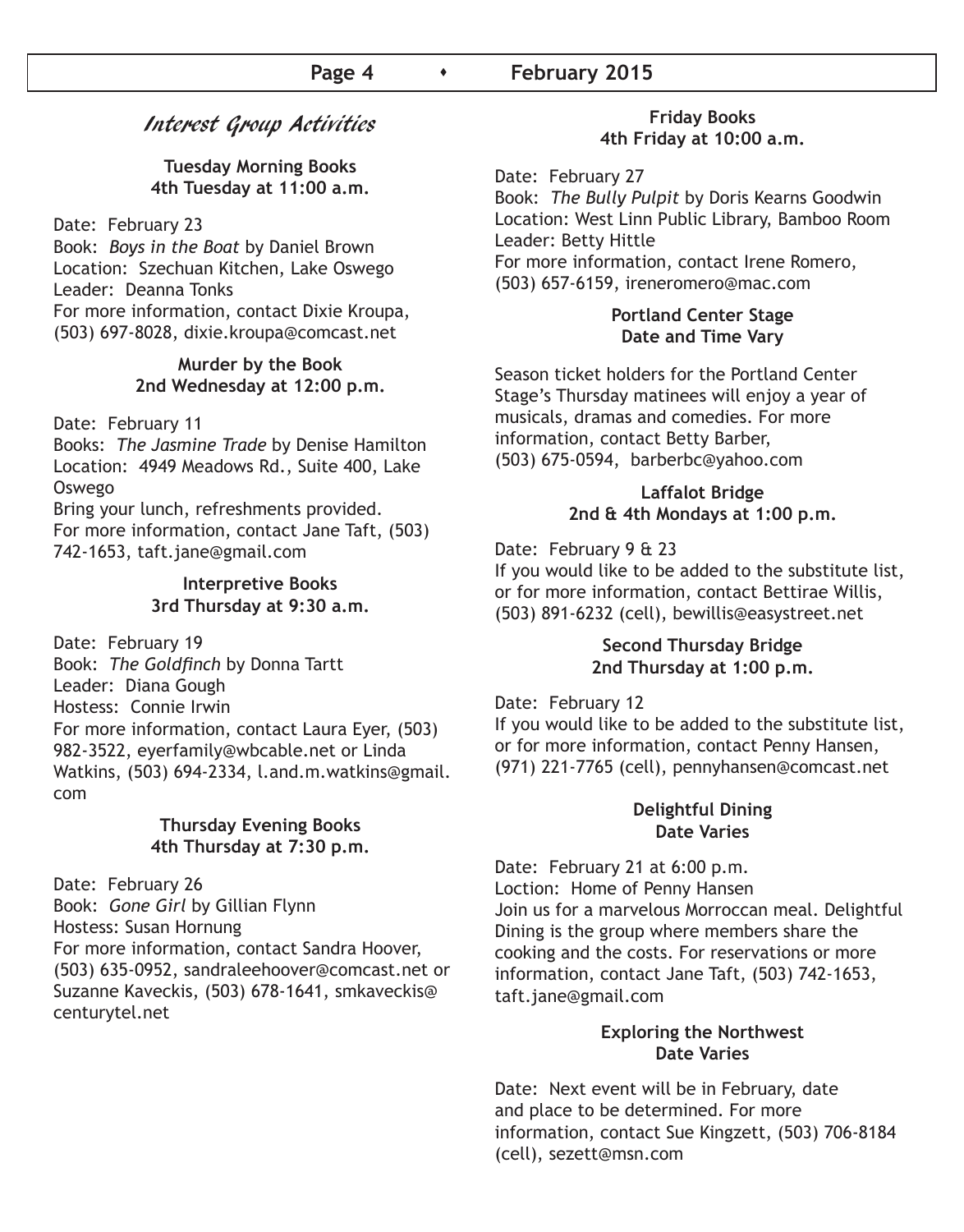# *Interest Group Activities*

**Tuesday Morning Books**
**4th Tuesday at 11:00 a.m.**

Date: February 23
Book: *Boys in the Boat* by Daniel Brown
Location: Szechuan Kitchen, Lake Oswego
Leader: Deanna Tonks
For more information, contact Dixie Kroupa, (503) 697-8028, dixie.kroupa@comcast.net

**Murder by the Book**
**2nd Wednesday at 12:00 p.m.**

Date: February 11
Books: *The Jasmine Trade* by Denise Hamilton
Location: 4949 Meadows Rd., Suite 400, Lake Oswego
Bring your lunch, refreshments provided.
For more information, contact Jane Taft, (503) 742-1653, taft.jane@gmail.com

**Interpretive Books**
**3rd Thursday at 9:30 a.m.**

Date: February 19
Book: *The Goldfinch* by Donna Tartt
Leader: Diana Gough
Hostess: Connie Irwin
For more information, contact Laura Eyer, (503) 982-3522, eyerfamily@wbcable.net or Linda Watkins, (503) 694-2334, l.and.m.watkins@gmail.com

**Thursday Evening Books**
**4th Thursday at 7:30 p.m.**

Date: February 26
Book: *Gone Girl* by Gillian Flynn
Hostess: Susan Hornung
For more information, contact Sandra Hoover, (503) 635-0952, sandraleehoover@comcast.net or Suzanne Kaveckis, (503) 678-1641, smkaveckis@centurytel.net

**Friday Books**
**4th Friday at 10:00 a.m.**

Date: February 27
Book: *The Bully Pulpit* by Doris Kearns Goodwin
Location: West Linn Public Library, Bamboo Room
Leader: Betty Hittle
For more information, contact Irene Romero, (503) 657-6159, ireneromero@mac.com

**Portland Center Stage**
**Date and Time Vary**

Season ticket holders for the Portland Center Stage's Thursday matinees will enjoy a year of musicals, dramas and comedies. For more information, contact Betty Barber, (503) 675-0594, barberbc@yahoo.com

**Laffalot Bridge**
**2nd & 4th Mondays at 1:00 p.m.**

Date: February 9 & 23
If you would like to be added to the substitute list, or for more information, contact Bettirae Willis, (503) 891-6232 (cell), bewillis@easystreet.net

**Second Thursday Bridge**
**2nd Thursday at 1:00 p.m.**

Date: February 12
If you would like to be added to the substitute list, or for more information, contact Penny Hansen, (971) 221-7765 (cell), pennyhansen@comcast.net

**Delightful Dining**
**Date Varies**

Date: February 21 at 6:00 p.m.
Loction: Home of Penny Hansen
Join us for a marvelous Morroccan meal. Delightful Dining is the group where members share the cooking and the costs. For reservations or more information, contact Jane Taft, (503) 742-1653, taft.jane@gmail.com

**Exploring the Northwest**
**Date Varies**

Date: Next event will be in February, date and place to be determined. For more information, contact Sue Kingzett, (503) 706-8184 (cell), sezett@msn.com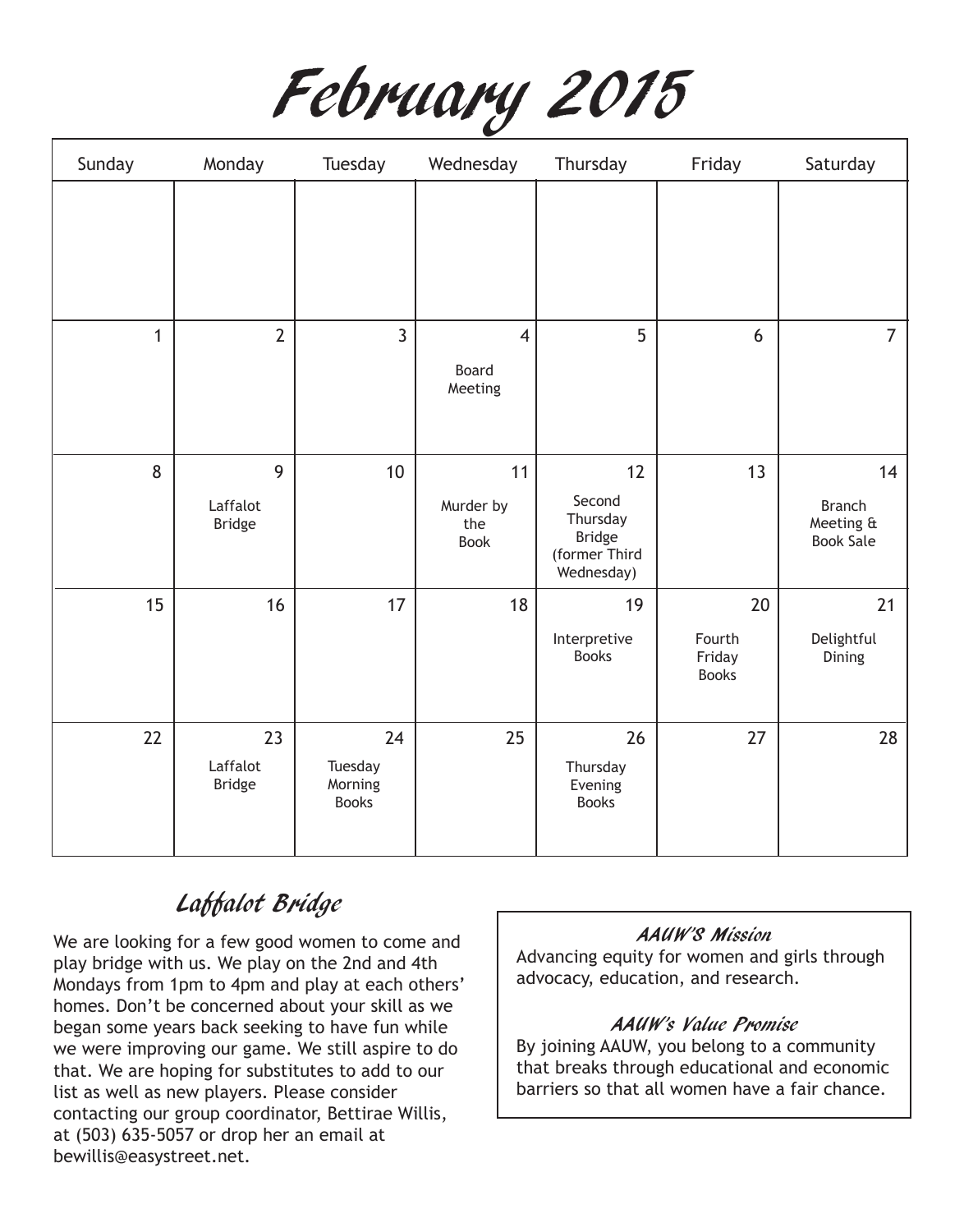# February 2015

| Sunday | Monday | Tuesday | Wednesday | Thursday | Friday | Saturday |
|---|---|---|---|---|---|---|
| | | | | | | |
| 1 | 2 | 3 | 4<br>Board Meeting | 5 | 6 | 7 |
| 8 | 9<br>Laffalot Bridge | 10 | 11<br>Murder by the Book | 12<br>Second Thursday Bridge (former Third Wednesday) | 13 | 14<br>Branch Meeting & Book Sale |
| 15 | 16 | 17 | 18 | 19<br>Interpretive Books | 20<br>Fourth Friday Books | 21<br>Delightful Dining |
| 22 | 23<br>Laffalot Bridge | 24<br>Tuesday Morning Books | 25 | 26<br>Thursday Evening Books | 27 | 28 |

## Laffalot Bridge

We are looking for a few good women to come and play bridge with us. We play on the 2nd and 4th Mondays from 1pm to 4pm and play at each others' homes. Don't be concerned about your skill as we began some years back seeking to have fun while we were improving our game. We still aspire to do that. We are hoping for substitutes to add to our list as well as new players. Please consider contacting our group coordinator, Bettirae Willis, at (503) 635-5057 or drop her an email at bewillis@easystreet.net.

### AAUW'S Mission

Advancing equity for women and girls through advocacy, education, and research.

### AAUW's Value Promise

By joining AAUW, you belong to a community that breaks through educational and economic barriers so that all women have a fair chance.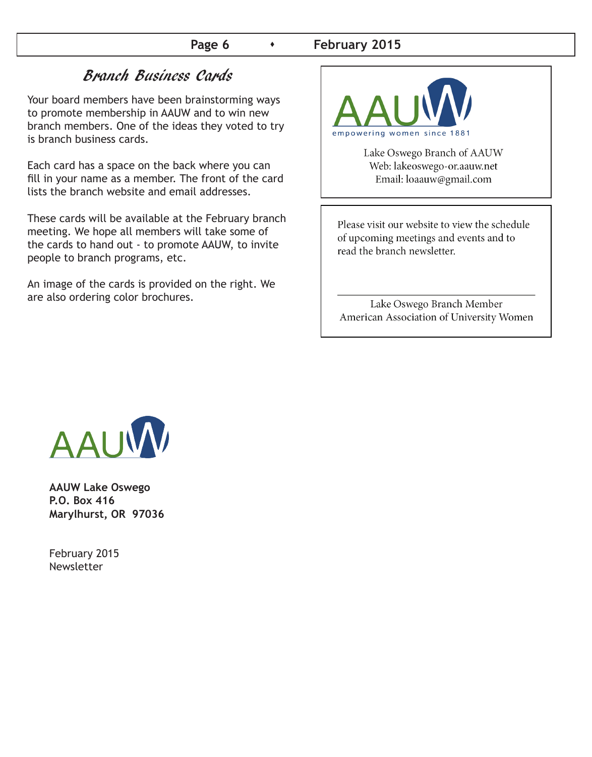## Branch Business Cards

Your board members have been brainstorming ways to promote membership in AAUW and to win new branch members. One of the ideas they voted to try is branch business cards.

Each card has a space on the back where you can fill in your name as a member. The front of the card lists the branch website and email addresses.

These cards will be available at the February branch meeting. We hope all members will take some of the cards to hand out - to promote AAUW, to invite people to branch programs, etc.

An image of the cards is provided on the right. We are also ordering color brochures.

AAUW

empowering women since 1881

Lake Oswego Branch of AAUW
Web: lakeoswego-or.aauw.net
Email: loaauw@gmail.com

Please visit our website to view the schedule of upcoming meetings and events and to read the branch newsletter.

\_\_\_\_\_\_\_\_\_\_\_\_\_\_\_\_\_\_\_\_\_\_\_\_\_\_\_\_\_\_\_\_\_\_\_\_

Lake Oswego Branch Member
American Association of University Women

AAUW

**AAUW Lake Oswego**
**P.O. Box 416**
**Marylhurst, OR 97036**

February 2015
Newsletter